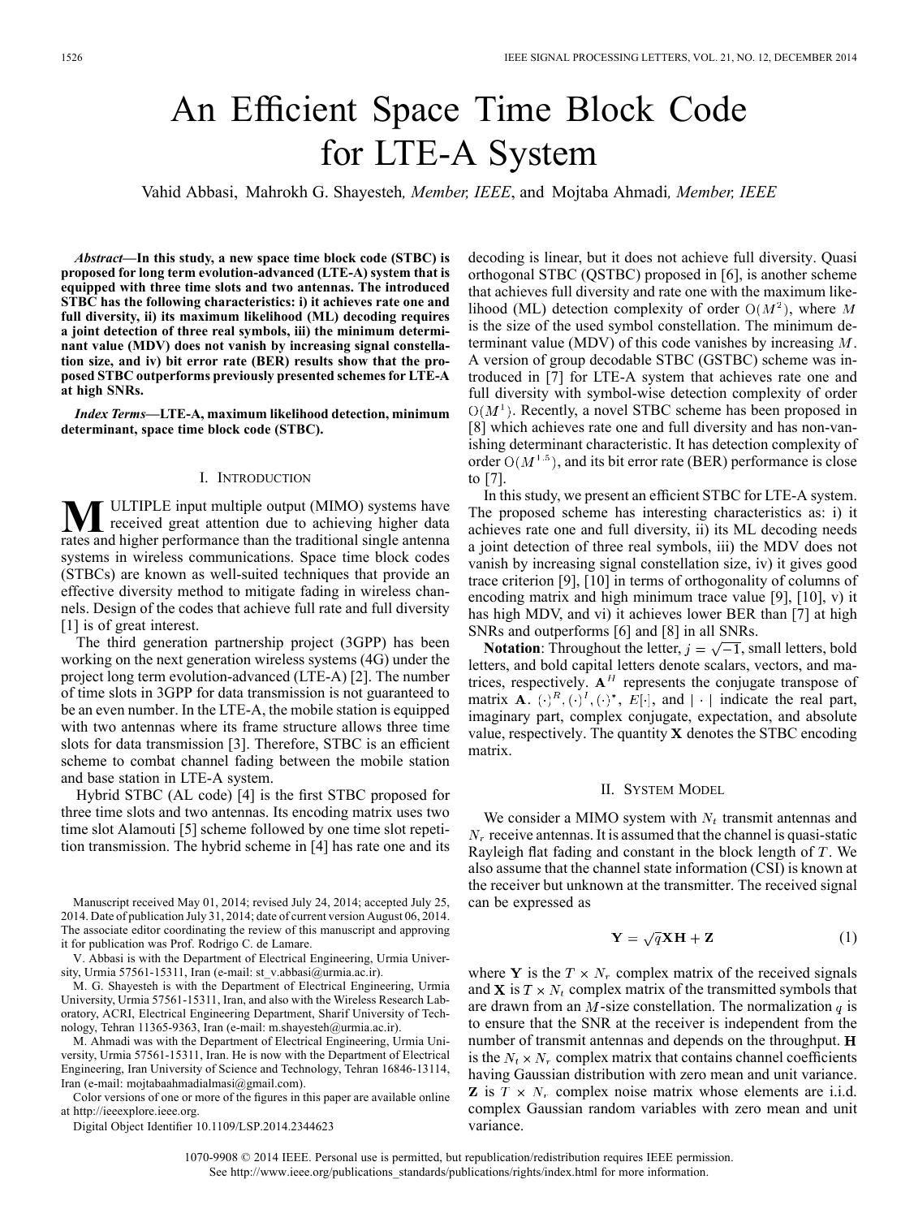# An Efficient Space Time Block Code for LTE-A System

Vahid Abbasi, Mahrokh G. Shayesteh, *Member, IEEE*, and Mojtaba Ahmadi, *Member, IEEE*

***Abstract*—In this study, a new space time block code (STBC) is proposed for long term evolution-advanced (LTE-A) system that is equipped with three time slots and two antennas. The introduced STBC has the following characteristics: i) it achieves rate one and full diversity, ii) its maximum likelihood (ML) decoding requires a joint detection of three real symbols, iii) the minimum determinant value (MDV) does not vanish by increasing signal constellation size, and iv) bit error rate (BER) results show that the proposed STBC outperforms previously presented schemes for LTE-A at high SNRs.**

***Index Terms*—LTE-A, maximum likelihood detection, minimum determinant, space time block code (STBC).**

## I. Introduction

Multiple input multiple output (MIMO) systems have received great attention due to achieving higher data rates and higher performance than the traditional single antenna systems in wireless communications. Space time block codes (STBCs) are known as well-suited techniques that provide an effective diversity method to mitigate fading in wireless channels. Design of the codes that achieve full rate and full diversity [1] is of great interest.

The third generation partnership project (3GPP) has been working on the next generation wireless systems (4G) under the project long term evolution-advanced (LTE-A) [2]. The number of time slots in 3GPP for data transmission is not guaranteed to be an even number. In the LTE-A, the mobile station is equipped with two antennas where its frame structure allows three time slots for data transmission [3]. Therefore, STBC is an efficient scheme to combat channel fading between the mobile station and base station in LTE-A system.

Hybrid STBC (AL code) [4] is the first STBC proposed for three time slots and two antennas. Its encoding matrix uses two time slot Alamouti [5] scheme followed by one time slot repetition transmission. The hybrid scheme in [4] has rate one and its decoding is linear, but it does not achieve full diversity. Quasi orthogonal STBC (QSTBC) proposed in [6], is another scheme that achieves full diversity and rate one with the maximum likelihood (ML) detection complexity of order $O(M^2)$, where $M$ is the size of the used symbol constellation. The minimum determinant value (MDV) of this code vanishes by increasing $M$. A version of group decodable STBC (GSTBC) scheme was introduced in [7] for LTE-A system that achieves rate one and full diversity with symbol-wise detection complexity of order $O(M^1)$. Recently, a novel STBC scheme has been proposed in [8] which achieves rate one and full diversity and has non-vanishing determinant characteristic. It has detection complexity of order $O(M^{1.5})$, and its bit error rate (BER) performance is close to [7].

In this study, we present an efficient STBC for LTE-A system. The proposed scheme has interesting characteristics as: i) it achieves rate one and full diversity, ii) its ML decoding needs a joint detection of three real symbols, iii) the MDV does not vanish by increasing signal constellation size, iv) it gives good trace criterion [9], [10] in terms of orthogonality of columns of encoding matrix and high minimum trace value [9], [10], v) it has high MDV, and vi) it achieves lower BER than [7] at high SNRs and outperforms [6] and [8] in all SNRs.

**Notation**: Throughout the letter, $j=\sqrt{-1}$, small letters, bold letters, and bold capital letters denote scalars, vectors, and matrices, respectively. $\mathbf{A}^H$ represents the conjugate transpose of matrix $\mathbf{A}$. $(\cdot)^R, (\cdot)^I, (\cdot)^*, E[\cdot]$, and $|\cdot|$ indicate the real part, imaginary part, complex conjugate, expectation, and absolute value, respectively. The quantity $\mathbf{X}$ denotes the STBC encoding matrix.

## II. System Model

We consider a MIMO system with $N_t$ transmit antennas and $N_r$ receive antennas. It is assumed that the channel is quasi-static Rayleigh flat fading and constant in the block length of $T$. We also assume that the channel state information (CSI) is known at the receiver but unknown at the transmitter. The received signal can be expressed as

$$\mathbf{Y} = \sqrt{q}\mathbf{X}\mathbf{H} + \mathbf{Z} \tag{1}$$

where $\mathbf{Y}$ is the $T \times N_r$ complex matrix of the received signals and $\mathbf{X}$ is $T \times N_t$ complex matrix of the transmitted symbols that are drawn from an $M$-size constellation. The normalization $q$ is to ensure that the SNR at the receiver is independent from the number of transmit antennas and depends on the throughput. $\mathbf{H}$ is the $N_t \times N_r$ complex matrix that contains channel coefficients having Gaussian distribution with zero mean and unit variance. $\mathbf{Z}$ is $T \times N_r$ complex noise matrix whose elements are i.i.d. complex Gaussian random variables with zero mean and unit variance.

---

Manuscript received May 01, 2014; revised July 24, 2014; accepted July 25, 2014. Date of publication July 31, 2014; date of current version August 06, 2014. The associate editor coordinating the review of this manuscript and approving it for publication was Prof. Rodrigo C. de Lamare.

V. Abbasi is with the Department of Electrical Engineering, Urmia University, Urmia 57561-15311, Iran (e-mail: st_v.abbasi@urmia.ac.ir).

M. G. Shayesteh is with the Department of Electrical Engineering, Urmia University, Urmia 57561-15311, Iran, and also with the Wireless Research Laboratory, ACRI, Electrical Engineering Department, Sharif University of Technology, Tehran 11365-9363, Iran (e-mail: m.shayesteh@urmia.ac.ir).

M. Ahmadi was with the Department of Electrical Engineering, Urmia University, Urmia 57561-15311, Iran. He is now with the Department of Electrical Engineering, Iran University of Science and Technology, Tehran 16846-13114, Iran (e-mail: mojtabaahmadialmasi@gmail.com).

Color versions of one or more of the figures in this paper are available online at http://ieeexplore.ieee.org.

Digital Object Identifier 10.1109/LSP.2014.2344623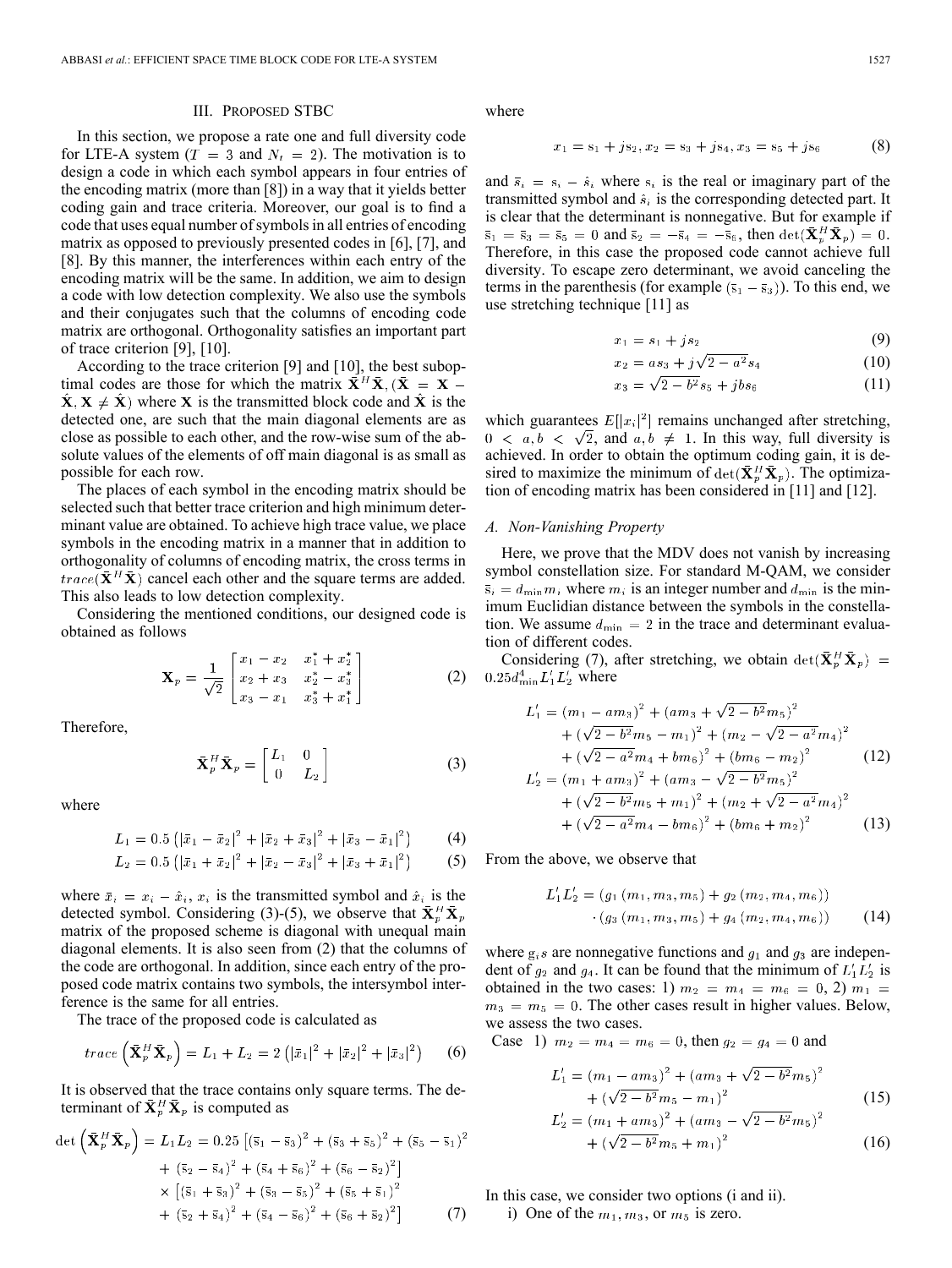## III. Proposed STBC

In this section, we propose a rate one and full diversity code for LTE-A system ($T = 3$ and $N_t = 2$). The motivation is to design a code in which each symbol appears in four entries of the encoding matrix (more than [8]) in a way that it yields better coding gain and trace criteria. Moreover, our goal is to find a code that uses equal number of symbols in all entries of encoding matrix as opposed to previously presented codes in [6], [7], and [8]. By this manner, the interferences within each entry of the encoding matrix will be the same. In addition, we aim to design a code with low detection complexity. We also use the symbols and their conjugates such that the columns of encoding code matrix are orthogonal. Orthogonality satisfies an important part of trace criterion [9], [10].

According to the trace criterion [9] and [10], the best suboptimal codes are those for which the matrix $\bar{\mathbf{X}}^H\bar{\mathbf{X}}, (\bar{\mathbf{X}} = \mathbf{X} - \hat{\mathbf{X}}, \mathbf{X} \neq \hat{\mathbf{X}})$ where $\mathbf{X}$ is the transmitted block code and $\hat{\mathbf{X}}$ is the detected one, are such that the main diagonal elements are as close as possible to each other, and the row-wise sum of the absolute values of the elements of off main diagonal is as small as possible for each row.

The places of each symbol in the encoding matrix should be selected such that better trace criterion and high minimum determinant value are obtained. To achieve high trace value, we place symbols in the encoding matrix in a manner that in addition to orthogonality of columns of encoding matrix, the cross terms in $trace(\bar{\mathbf{X}}^H\bar{\mathbf{X}})$ cancel each other and the square terms are added. This also leads to low detection complexity.

Considering the mentioned conditions, our designed code is obtained as follows

$$\mathbf{X}_p = \frac{1}{\sqrt{2}}\begin{bmatrix} x_1 - x_2 & x_1^* + x_2^* \\ x_2 + x_3 & x_2^* - x_3^* \\ x_3 - x_1 & x_3^* + x_1^* \end{bmatrix} \tag{2}$$

Therefore,

$$\bar{\mathbf{X}}_p^H\bar{\mathbf{X}}_p = \begin{bmatrix} L_1 & 0 \\ 0 & L_2 \end{bmatrix} \tag{3}$$

where

$$L_1 = 0.5\left(|\bar{x}_1 - \bar{x}_2|^2 + |\bar{x}_2 + \bar{x}_3|^2 + |\bar{x}_3 - \bar{x}_1|^2\right) \tag{4}$$

$$L_2 = 0.5\left(|\bar{x}_1 + \bar{x}_2|^2 + |\bar{x}_2 - \bar{x}_3|^2 + |\bar{x}_3 + \bar{x}_1|^2\right) \tag{5}$$

where $\bar{x}_i = x_i - \hat{x}_i$, $x_i$ is the transmitted symbol and $\hat{x}_i$ is the detected symbol. Considering (3)-(5), we observe that $\bar{\mathbf{X}}_p^H\bar{\mathbf{X}}_p$ matrix of the proposed scheme is diagonal with unequal main diagonal elements. It is also seen from (2) that the columns of the code are orthogonal. In addition, since each entry of the proposed code matrix contains two symbols, the intersymbol interference is the same for all entries.

The trace of the proposed code is calculated as

$$trace\left(\bar{\mathbf{X}}_p^H\bar{\mathbf{X}}_p\right) = L_1 + L_2 = 2\left(|\bar{x}_1|^2 + |\bar{x}_2|^2 + |\bar{x}_3|^2\right) \tag{6}$$

It is observed that the trace contains only square terms. The determinant of $\bar{\mathbf{X}}_p^H\bar{\mathbf{X}}_p$ is computed as

$$\begin{aligned}\det\left(\bar{\mathbf{X}}_p^H\bar{\mathbf{X}}_p\right) = L_1L_2 = 0.25&\left[(\bar{s}_1 - \bar{s}_3)^2 + (\bar{s}_3 + \bar{s}_5)^2 + (\bar{s}_5 - \bar{s}_1)^2\right. \\ &\left.+ (\bar{s}_2 - \bar{s}_4)^2 + (\bar{s}_4 + \bar{s}_6)^2 + (\bar{s}_6 - \bar{s}_2)^2\right] \\ \times &\left[(\bar{s}_1 + \bar{s}_3)^2 + (\bar{s}_3 - \bar{s}_5)^2 + (\bar{s}_5 + \bar{s}_1)^2\right. \\ &\left.+ (\bar{s}_2 + \bar{s}_4)^2 + (\bar{s}_4 - \bar{s}_6)^2 + (\bar{s}_6 + \bar{s}_2)^2\right]\end{aligned} \tag{7}$$

where

$$x_1 = s_1 + js_2, x_2 = s_3 + js_4, x_3 = s_5 + js_6 \tag{8}$$

and $\bar{s}_i = s_i - \hat{s}_i$ where $s_i$ is the real or imaginary part of the transmitted symbol and $\hat{s}_i$ is the corresponding detected part. It is clear that the determinant is nonnegative. But for example if $\bar{s}_1 = \bar{s}_3 = \bar{s}_5 = 0$ and $\bar{s}_2 = -\bar{s}_4 = -\bar{s}_6$, then $\det(\bar{\mathbf{X}}_p^H\bar{\mathbf{X}}_p) = 0$. Therefore, in this case the proposed code cannot achieve full diversity. To escape zero determinant, we avoid canceling the terms in the parenthesis (for example $(\bar{s}_1 - \bar{s}_3)$). To this end, we use stretching technique [11] as

$$x_1 = s_1 + js_2 \tag{9}$$

$$x_2 = as_3 + j\sqrt{2 - a^2}s_4 \tag{10}$$

$$x_3 = \sqrt{2 - b^2}s_5 + jbs_6 \tag{11}$$

which guarantees $E[|x_i|^2]$ remains unchanged after stretching, $0 < a, b < \sqrt{2}$, and $a, b \neq 1$. In this way, full diversity is achieved. In order to obtain the optimum coding gain, it is desired to maximize the minimum of $\det(\bar{\mathbf{X}}_p^H\bar{\mathbf{X}}_p)$. The optimization of encoding matrix has been considered in [11] and [12].

### A. Non-Vanishing Property

Here, we prove that the MDV does not vanish by increasing symbol constellation size. For standard M-QAM, we consider $\bar{s}_i = d_{\min}m_i$ where $m_i$ is an integer number and $d_{\min}$ is the minimum Euclidian distance between the symbols in the constellation. We assume $d_{\min} = 2$ in the trace and determinant evaluation of different codes.

Considering (7), after stretching, we obtain $\det(\bar{\mathbf{X}}_p^H\bar{\mathbf{X}}_p) = 0.25d_{\min}^4L_1'L_2'$ where

$$\begin{aligned}L_1' = &(m_1 - am_3)^2 + (am_3 + \sqrt{2 - b^2}m_5)^2 \\ &+ (\sqrt{2 - b^2}m_5 - m_1)^2 + (m_2 - \sqrt{2 - a^2}m_4)^2 \\ &+ (\sqrt{2 - a^2}m_4 + bm_6)^2 + (bm_6 - m_2)^2\end{aligned} \tag{12}$$

$$\begin{aligned}L_2' = &(m_1 + am_3)^2 + (am_3 - \sqrt{2 - b^2}m_5)^2 \\ &+ (\sqrt{2 - b^2}m_5 + m_1)^2 + (m_2 + \sqrt{2 - a^2}m_4)^2 \\ &+ (\sqrt{2 - a^2}m_4 - bm_6)^2 + (bm_6 + m_2)^2\end{aligned} \tag{13}$$

From the above, we observe that

$$\begin{aligned}L_1'L_2' = &(g_1(m_1, m_3, m_5) + g_2(m_2, m_4, m_6)) \\ &\cdot (g_3(m_1, m_3, m_5) + g_4(m_2, m_4, m_6))\end{aligned} \tag{14}$$

where $g_is$ are nonnegative functions and $g_1$ and $g_3$ are independent of $g_2$ and $g_4$. It can be found that the minimum of $L_1'L_2'$ is obtained in the two cases: 1) $m_2 = m_4 = m_6 = 0$, 2) $m_1 = m_3 = m_5 = 0$. The other cases result in higher values. Below, we assess the two cases.

Case 1) $m_2 = m_4 = m_6 = 0$, then $g_2 = g_4 = 0$ and

$$\begin{aligned}L_1' = &(m_1 - am_3)^2 + (am_3 + \sqrt{2 - b^2}m_5)^2 \\ &+ (\sqrt{2 - b^2}m_5 - m_1)^2\end{aligned} \tag{15}$$

$$\begin{aligned}L_2' = &(m_1 + am_3)^2 + (am_3 - \sqrt{2 - b^2}m_5)^2 \\ &+ (\sqrt{2 - b^2}m_5 + m_1)^2\end{aligned} \tag{16}$$

In this case, we consider two options (i and ii).

i) One of the $m_1, m_3$, or $m_5$ is zero.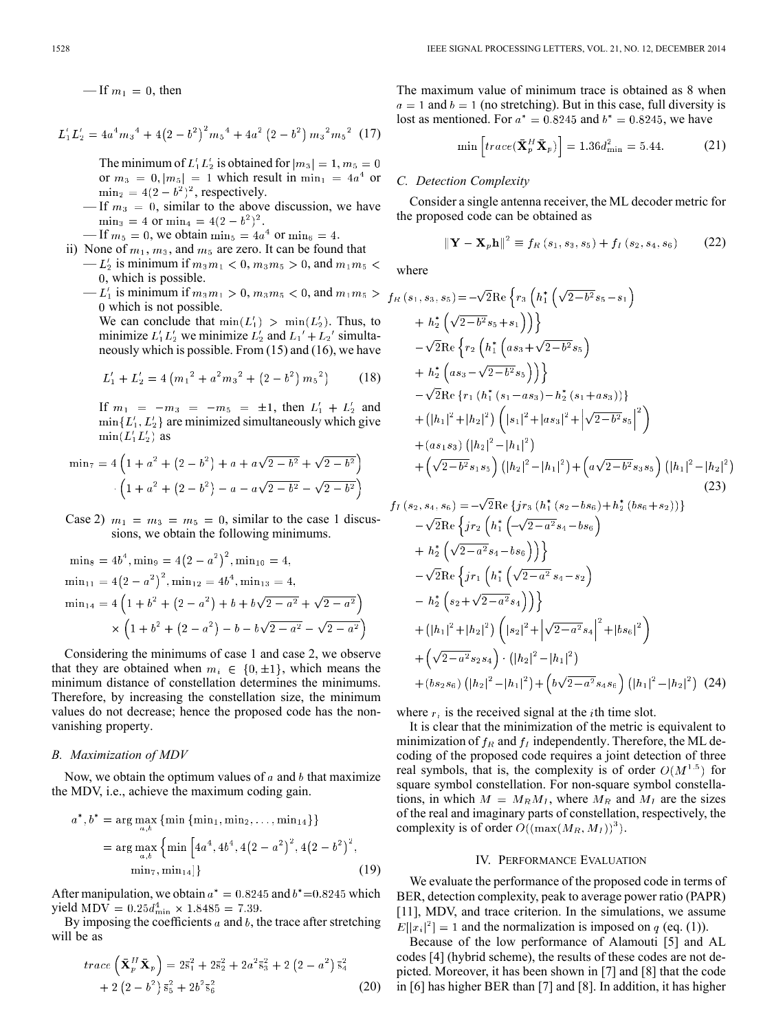— If $m_1 = 0$, then

$$L_1' L_2' = 4a^4 m_3{}^4 + 4\left(2 - b^2\right)^2 m_5{}^4 + 4a^2\left(2 - b^2\right) m_3{}^2 m_5{}^2 \quad (17)$$

The minimum of $L_1' L_2'$ is obtained for $|m_3| = 1, m_5 = 0$ or $m_3 = 0, |m_5| = 1$ which result in $\min_1 = 4a^4$ or $\min_2 = 4(2 - b^2)^2$, respectively.

— If $m_3 = 0$, similar to the above discussion, we have $\min_3 = 4$ or $\min_4 = 4(2 - b^2)^2$.

— If $m_5 = 0$, we obtain $\min_5 = 4a^4$ or $\min_6 = 4$.

ii) None of $m_1$, $m_3$, and $m_5$ are zero. It can be found that

— $L_2'$ is minimum if $m_3 m_1 < 0, m_3 m_5 > 0$, and $m_1 m_5 < 0$, which is possible.

— $L_1'$ is minimum if $m_3 m_1 > 0, m_3 m_5 < 0$, and $m_1 m_5 > 0$ which is not possible.

We can conclude that $\min(L_1') > \min(L_2')$. Thus, to minimize $L_1' L_2'$ we minimize $L_2'$ and $L_1' + L_2'$ simultaneously which is possible. From (15) and (16), we have

$$L_1' + L_2' = 4\left(m_1{}^2 + a^2 m_3{}^2 + \left(2 - b^2\right) m_5{}^2\right) \quad (18)$$

If $m_1 = -m_3 = -m_5 = \pm 1$, then $L_1' + L_2'$ and $\min\{L_1', L_2'\}$ are minimized simultaneously which give $\min(L_1' L_2')$ as

$$\min{}_7 = 4\left(1 + a^2 + \left(2 - b^2\right) + a + a\sqrt{2 - b^2} + \sqrt{2 - b^2}\right) \cdot \left(1 + a^2 + \left(2 - b^2\right) - a - a\sqrt{2 - b^2} - \sqrt{2 - b^2}\right)$$

Case 2) $m_1 = m_3 = m_5 = 0$, similar to the case 1 discussions, we obtain the following minimums.

$$\min{}_8 = 4b^4, \min{}_9 = 4\left(2 - a^2\right)^2, \min{}_{10} = 4,$$
$$\min{}_{11} = 4\left(2 - a^2\right)^2, \min{}_{12} = 4b^4, \min{}_{13} = 4,$$
$$\min{}_{14} = 4\left(1 + b^2 + \left(2 - a^2\right) + b + b\sqrt{2 - a^2} + \sqrt{2 - a^2}\right) \times \left(1 + b^2 + \left(2 - a^2\right) - b - b\sqrt{2 - a^2} - \sqrt{2 - a^2}\right)$$

Considering the minimums of case 1 and case 2, we observe that they are obtained when $m_i \in \{0, \pm 1\}$, which means the minimum distance of constellation determines the minimums. Therefore, by increasing the constellation size, the minimum values do not decrease; hence the proposed code has the non-vanishing property.

### B. Maximization of MDV

Now, we obtain the optimum values of $a$ and $b$ that maximize the MDV, i.e., achieve the maximum coding gain.

$$\begin{aligned} a^*, b^* &= \arg\max_{a,b} \{\min\{\min{}_1, \min{}_2, \ldots, \min{}_{14}\}\} \\ &= \arg\max_{a,b} \left\{\min\left[4a^4, 4b^4, 4\left(2 - a^2\right)^2, 4\left(2 - b^2\right)^2, \min{}_7, \min{}_{14}\right]\right\} \end{aligned} \quad (19)$$

After manipulation, we obtain $a^* = 0.8245$ and $b^* = 0.8245$ which yield $\text{MDV} = 0.25 d_{\min}^4 \times 1.8485 = 7.39$.

By imposing the coefficients $a$ and $b$, the trace after stretching will be as

$$trace\left(\bar{\mathbf{X}}_p^H \bar{\mathbf{X}}_p\right) = 2\bar{s}_1^2 + 2\bar{s}_2^2 + 2a^2\bar{s}_3^2 + 2\left(2 - a^2\right)\bar{s}_4^2 + 2\left(2 - b^2\right)\bar{s}_5^2 + 2b^2\bar{s}_6^2 \quad (20)$$

The maximum value of minimum trace is obtained as 8 when $a = 1$ and $b = 1$ (no stretching). But in this case, full diversity is lost as mentioned. For $a^* = 0.8245$ and $b^* = 0.8245$, we have

$$\min\left[trace(\bar{\mathbf{X}}_p^H \bar{\mathbf{X}}_p)\right] = 1.36 d_{\min}^2 = 5.44. \quad (21)$$

### C. Detection Complexity

Consider a single antenna receiver, the ML decoder metric for the proposed code can be obtained as

$$\|\mathbf{Y} - \mathbf{X}_p \mathbf{h}\|^2 \equiv f_R(s_1, s_3, s_5) + f_I(s_2, s_4, s_6) \quad (22)$$

where

$$\begin{aligned} f_R(s_1, s_3, s_5) = &-\sqrt{2}\text{Re}\left\{r_3\left(h_1^*\left(\sqrt{2-b^2}s_5 - s_1\right) + h_2^*\left(\sqrt{2-b^2}s_5 + s_1\right)\right)\right\} \\ &-\sqrt{2}\text{Re}\left\{r_2\left(h_1^*\left(as_3 + \sqrt{2-b^2}s_5\right) + h_2^*\left(as_3 - \sqrt{2-b^2}s_5\right)\right)\right\} \\ &-\sqrt{2}\text{Re}\left\{r_1\left(h_1^*\left(s_1 - as_3\right) - h_2^*\left(s_1 + as_3\right)\right)\right\} \\ &+\left(|h_1|^2 + |h_2|^2\right)\left(|s_1|^2 + |as_3|^2 + \left|\sqrt{2-b^2}s_5\right|^2\right) \\ &+\left(as_1 s_3\right)\left(|h_2|^2 - |h_1|^2\right) \\ &+\left(\sqrt{2-b^2}s_1 s_5\right)\left(|h_2|^2 - |h_1|^2\right) + \left(a\sqrt{2-b^2}s_3 s_5\right)\left(|h_1|^2 - |h_2|^2\right) \end{aligned} \quad (23)$$

$$\begin{aligned} f_I(s_2, s_4, s_6) = &-\sqrt{2}\text{Re}\left\{jr_3\left(h_1^*\left(s_2 - bs_6\right) + h_2^*\left(bs_6 + s_2\right)\right)\right\} \\ &-\sqrt{2}\text{Re}\left\{jr_2\left(h_1^*\left(-\sqrt{2-a^2}s_4 - bs_6\right) + h_2^*\left(\sqrt{2-a^2}s_4 - bs_6\right)\right)\right\} \\ &-\sqrt{2}\text{Re}\left\{jr_1\left(h_1^*\left(\sqrt{2-a^2}s_4 - s_2\right) - h_2^*\left(s_2 + \sqrt{2-a^2}s_4\right)\right)\right\} \\ &+\left(|h_1|^2 + |h_2|^2\right)\left(|s_2|^2 + \left|\sqrt{2-a^2}s_4\right|^2 + |bs_6|^2\right) \\ &+\left(\sqrt{2-a^2}s_2 s_4\right) \cdot \left(|h_2|^2 - |h_1|^2\right) \\ &+\left(bs_2 s_6\right)\left(|h_2|^2 - |h_1|^2\right) + \left(b\sqrt{2-a^2}s_4 s_6\right)\left(|h_1|^2 - |h_2|^2\right) \end{aligned} \quad (24)$$

where $r_i$ is the received signal at the $i$th time slot.

It is clear that the minimization of the metric is equivalent to minimization of $f_R$ and $f_I$ independently. Therefore, the ML decoding of the proposed code requires a joint detection of three real symbols, that is, the complexity is of order $O(M^{1.5})$ for square symbol constellation. For non-square symbol constellations, in which $M = M_R M_I$, where $M_R$ and $M_I$ are the sizes of the real and imaginary parts of constellation, respectively, the complexity is of order $O((\max(M_R, M_I))^3)$.

## IV. Performance Evaluation

We evaluate the performance of the proposed code in terms of BER, detection complexity, peak to average power ratio (PAPR) [11], MDV, and trace criterion. In the simulations, we assume $E[|x_i|^2] = 1$ and the normalization is imposed on $q$ (eq. (1)).

Because of the low performance of Alamouti [5] and AL codes [4] (hybrid scheme), the results of these codes are not depicted. Moreover, it has been shown in [7] and [8] that the code in [6] has higher BER than [7] and [8]. In addition, it has higher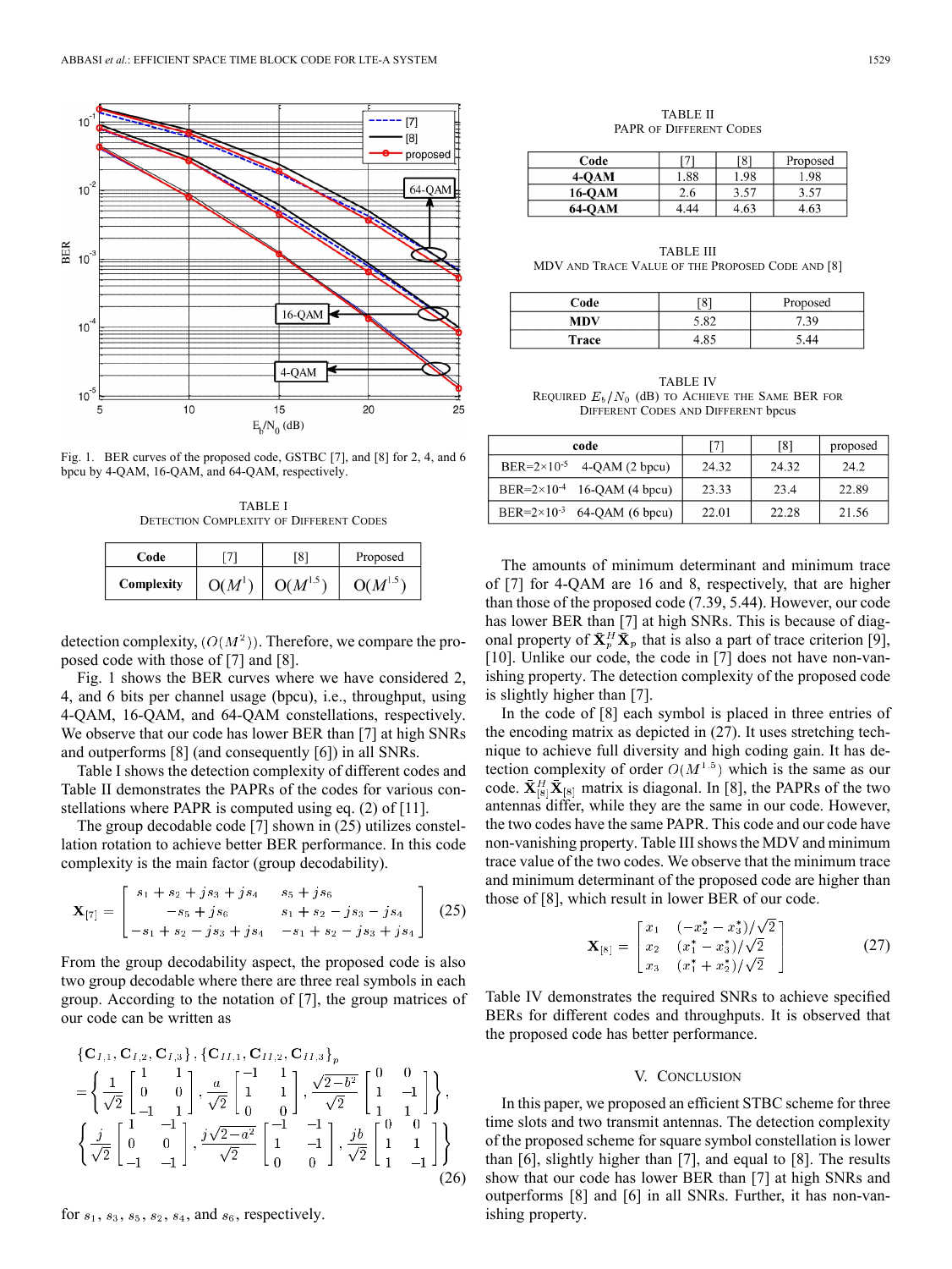Fig. 1. BER curves of the proposed code, GSTBC [7], and [8] for 2, 4, and 6 bpcu by 4-QAM, 16-QAM, and 64-QAM, respectively.

TABLE I
DETECTION COMPLEXITY OF DIFFERENT CODES

| Code | [7] | [8] | Proposed |
|---|---|---|---|
| Complexity | $O(M^1)$ | $O(M^{1.5})$ | $O(M^{1.5})$ |

detection complexity, $(O(M^2))$. Therefore, we compare the proposed code with those of [7] and [8].

Fig. 1 shows the BER curves where we have considered 2, 4, and 6 bits per channel usage (bpcu), i.e., throughput, using 4-QAM, 16-QAM, and 64-QAM constellations, respectively. We observe that our code has lower BER than [7] at high SNRs and outperforms [8] (and consequently [6]) in all SNRs.

Table I shows the detection complexity of different codes and Table II demonstrates the PAPRs of the codes for various constellations where PAPR is computed using eq. (2) of [11].

The group decodable code [7] shown in (25) utilizes constellation rotation to achieve better BER performance. In this code complexity is the main factor (group decodability).

$$\mathbf{X}_{[7]} = \begin{bmatrix} s_1 + s_2 + js_3 + js_4 & s_5 + js_6 \\ -s_5 + js_6 & s_1 + s_2 - js_3 - js_4 \\ -s_1 + s_2 - js_3 + js_4 & -s_1 + s_2 - js_3 + js_4 \end{bmatrix} \quad (25)$$

From the group decodability aspect, the proposed code is also two group decodable where there are three real symbols in each group. According to the notation of [7], the group matrices of our code can be written as

$$\begin{aligned} &\{\mathbf{C}_{I,1}, \mathbf{C}_{I,2}, \mathbf{C}_{I,3}\}, \{\mathbf{C}_{II,1}, \mathbf{C}_{II,2}, \mathbf{C}_{II,3}\}_p \\ &= \left\{ \frac{1}{\sqrt{2}} \begin{bmatrix} 1 & 1 \\ 0 & 0 \\ -1 & 1 \end{bmatrix}, \frac{a}{\sqrt{2}} \begin{bmatrix} -1 & 1 \\ 1 & 1 \\ 0 & 0 \end{bmatrix}, \frac{\sqrt{2-b^2}}{\sqrt{2}} \begin{bmatrix} 0 & 0 \\ 1 & -1 \\ 1 & 1 \end{bmatrix} \right\}, \\ &\left\{ \frac{j}{\sqrt{2}} \begin{bmatrix} 1 & -1 \\ 0 & 0 \\ -1 & -1 \end{bmatrix}, \frac{j\sqrt{2-a^2}}{\sqrt{2}} \begin{bmatrix} -1 & -1 \\ 1 & -1 \\ 0 & 0 \end{bmatrix}, \frac{jb}{\sqrt{2}} \begin{bmatrix} 0 & 0 \\ 1 & 1 \\ 1 & -1 \end{bmatrix} \right\} \end{aligned} \quad (26)$$

for $s_1$, $s_3$, $s_5$, $s_2$, $s_4$, and $s_6$, respectively.

TABLE II
PAPR OF DIFFERENT CODES

| Code | [7] | [8] | Proposed |
|---|---|---|---|
| 4-QAM | 1.88 | 1.98 | 1.98 |
| 16-QAM | 2.6 | 3.57 | 3.57 |
| 64-QAM | 4.44 | 4.63 | 4.63 |

TABLE III
MDV AND TRACE VALUE OF THE PROPOSED CODE AND [8]

| Code | [8] | Proposed |
|---|---|---|
| MDV | 5.82 | 7.39 |
| Trace | 4.85 | 5.44 |

TABLE IV
REQUIRED $E_b/N_0$ (dB) TO ACHIEVE THE SAME BER FOR DIFFERENT CODES AND DIFFERENT bpcus

| code | | [7] | [8] | proposed |
|---|---|---|---|---|
| BER=$2\times10^{-5}$ | 4-QAM (2 bpcu) | 24.32 | 24.32 | 24.2 |
| BER=$2\times10^{-4}$ | 16-QAM (4 bpcu) | 23.33 | 23.4 | 22.89 |
| BER=$2\times10^{-3}$ | 64-QAM (6 bpcu) | 22.01 | 22.28 | 21.56 |

The amounts of minimum determinant and minimum trace of [7] for 4-QAM are 16 and 8, respectively, that are higher than those of the proposed code (7.39, 5.44). However, our code has lower BER than [7] at high SNRs. This is because of diagonal property of $\bar{\mathbf{X}}_p^H \bar{\mathbf{X}}_p$ that is also a part of trace criterion [9], [10]. Unlike our code, the code in [7] does not have non-vanishing property. The detection complexity of the proposed code is slightly higher than [7].

In the code of [8] each symbol is placed in three entries of the encoding matrix as depicted in (27). It uses stretching technique to achieve full diversity and high coding gain. It has detection complexity of order $O(M^{1.5})$ which is the same as our code. $\bar{\mathbf{X}}_{[8]}^H \bar{\mathbf{X}}_{[8]}$ matrix is diagonal. In [8], the PAPRs of the two antennas differ, while they are the same in our code. However, the two codes have the same PAPR. This code and our code have non-vanishing property. Table III shows the MDV and minimum trace value of the two codes. We observe that the minimum trace and minimum determinant of the proposed code are higher than those of [8], which result in lower BER of our code.

$$\mathbf{X}_{[8]} = \begin{bmatrix} x_1 & (-x_2^* - x_3^*)/\sqrt{2} \\ x_2 & (x_1^* - x_3^*)/\sqrt{2} \\ x_3 & (x_1^* + x_2^*)/\sqrt{2} \end{bmatrix} \quad (27)$$

Table IV demonstrates the required SNRs to achieve specified BERs for different codes and throughputs. It is observed that the proposed code has better performance.

## V. CONCLUSION

In this paper, we proposed an efficient STBC scheme for three time slots and two transmit antennas. The detection complexity of the proposed scheme for square symbol constellation is lower than [6], slightly higher than [7], and equal to [8]. The results show that our code has lower BER than [7] at high SNRs and outperforms [8] and [6] in all SNRs. Further, it has non-vanishing property.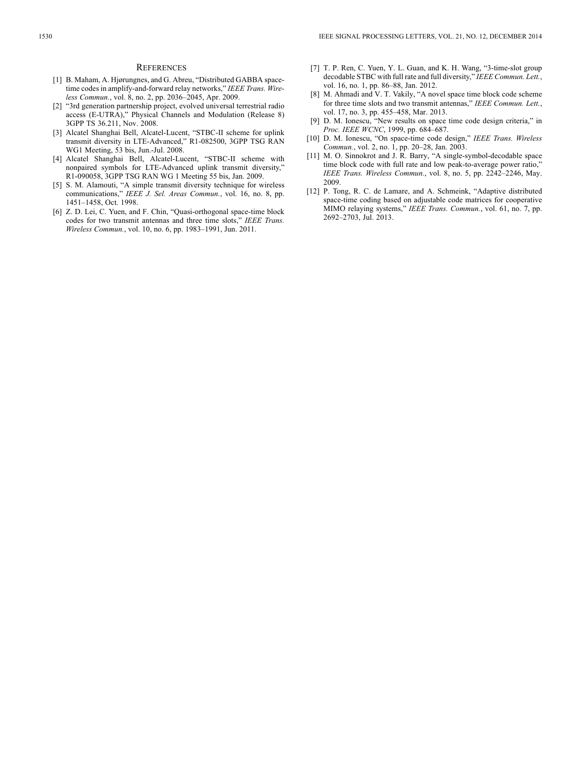## REFERENCES

[1] B. Maham, A. Hjørungnes, and G. Abreu, "Distributed GABBA space-time codes in amplify-and-forward relay networks," *IEEE Trans. Wireless Commun.*, vol. 8, no. 2, pp. 2036–2045, Apr. 2009.

[2] "3rd generation partnership project, evolved universal terrestrial radio access (E-UTRA)," Physical Channels and Modulation (Release 8) 3GPP TS 36.211, Nov. 2008.

[3] Alcatel Shanghai Bell, Alcatel-Lucent, "STBC-II scheme for uplink transmit diversity in LTE-Advanced," R1-082500, 3GPP TSG RAN WG1 Meeting, 53 bis, Jun.-Jul. 2008.

[4] Alcatel Shanghai Bell, Alcatel-Lucent, "STBC-II scheme with nonpaired symbols for LTE-Advanced uplink transmit diversity," R1-090058, 3GPP TSG RAN WG 1 Meeting 55 bis, Jan. 2009.

[5] S. M. Alamouti, "A simple transmit diversity technique for wireless communications," *IEEE J. Sel. Areas Commun.*, vol. 16, no. 8, pp. 1451–1458, Oct. 1998.

[6] Z. D. Lei, C. Yuen, and F. Chin, "Quasi-orthogonal space-time block codes for two transmit antennas and three time slots," *IEEE Trans. Wireless Commun.*, vol. 10, no. 6, pp. 1983–1991, Jun. 2011.

[7] T. P. Ren, C. Yuen, Y. L. Guan, and K. H. Wang, "3-time-slot group decodable STBC with full rate and full diversity," *IEEE Commun. Lett.*, vol. 16, no. 1, pp. 86–88, Jan. 2012.

[8] M. Ahmadi and V. T. Vakily, "A novel space time block code scheme for three time slots and two transmit antennas," *IEEE Commun. Lett.*, vol. 17, no. 3, pp. 455–458, Mar. 2013.

[9] D. M. Ionescu, "New results on space time code design criteria," in *Proc. IEEE WCNC*, 1999, pp. 684–687.

[10] D. M. Ionescu, "On space-time code design," *IEEE Trans. Wireless Commun.*, vol. 2, no. 1, pp. 20–28, Jan. 2003.

[11] M. O. Sinnokrot and J. R. Barry, "A single-symbol-decodable space time block code with full rate and low peak-to-average power ratio," *IEEE Trans. Wireless Commun.*, vol. 8, no. 5, pp. 2242–2246, May. 2009.

[12] P. Tong, R. C. de Lamare, and A. Schmeink, "Adaptive distributed space-time coding based on adjustable code matrices for cooperative MIMO relaying systems," *IEEE Trans. Commun.*, vol. 61, no. 7, pp. 2692–2703, Jul. 2013.